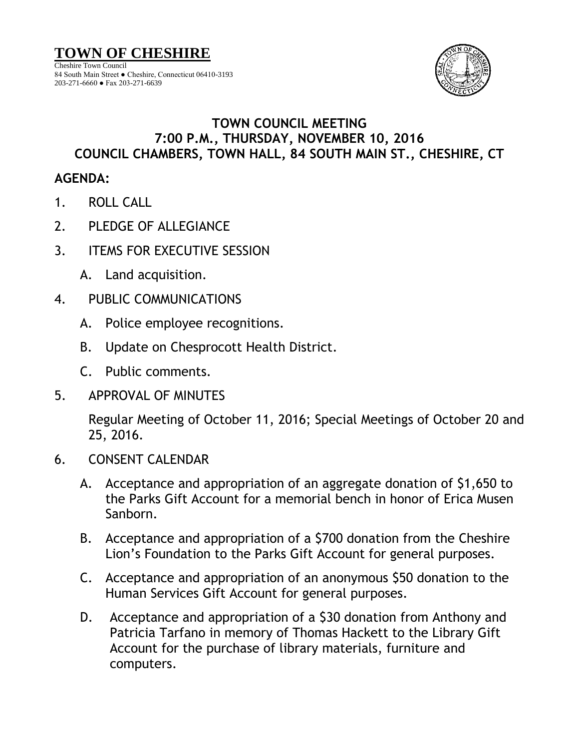# TOWN OF CHESHIRE

Cheshire Town Council
84 South Main Street ● Cheshire, Connecticut 06410-3193
203-271-6660 ● Fax 203-271-6639

## TOWN COUNCIL MEETING
## 7:00 P.M., THURSDAY, NOVEMBER 10, 2016
## COUNCIL CHAMBERS, TOWN HALL, 84 SOUTH MAIN ST., CHESHIRE, CT

**AGENDA:**

1. ROLL CALL

2. PLEDGE OF ALLEGIANCE

3. ITEMS FOR EXECUTIVE SESSION

   A. Land acquisition.

4. PUBLIC COMMUNICATIONS

   A. Police employee recognitions.

   B. Update on Chesprocott Health District.

   C. Public comments.

5. APPROVAL OF MINUTES

   Regular Meeting of October 11, 2016; Special Meetings of October 20 and 25, 2016.

6. CONSENT CALENDAR

   A. Acceptance and appropriation of an aggregate donation of $1,650 to the Parks Gift Account for a memorial bench in honor of Erica Musen Sanborn.

   B. Acceptance and appropriation of a $700 donation from the Cheshire Lion's Foundation to the Parks Gift Account for general purposes.

   C. Acceptance and appropriation of an anonymous $50 donation to the Human Services Gift Account for general purposes.

   D. Acceptance and appropriation of a $30 donation from Anthony and Patricia Tarfano in memory of Thomas Hackett to the Library Gift Account for the purchase of library materials, furniture and computers.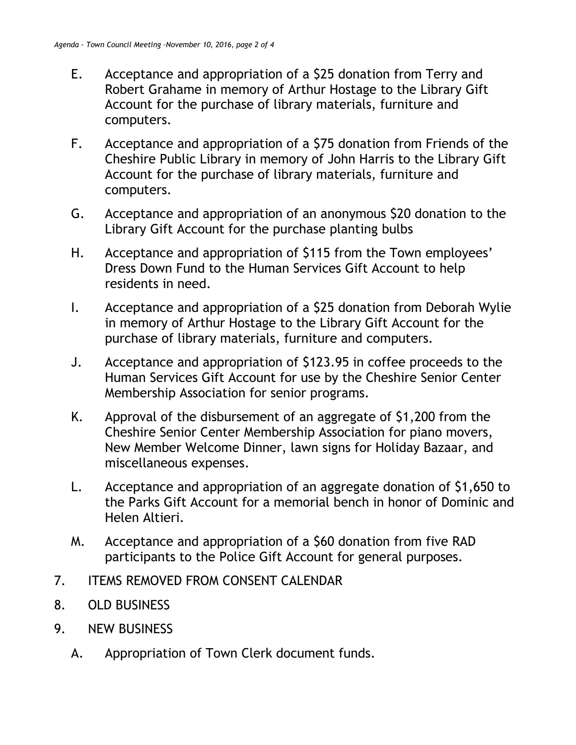E. Acceptance and appropriation of a $25 donation from Terry and Robert Grahame in memory of Arthur Hostage to the Library Gift Account for the purchase of library materials, furniture and computers.

F. Acceptance and appropriation of a $75 donation from Friends of the Cheshire Public Library in memory of John Harris to the Library Gift Account for the purchase of library materials, furniture and computers.

G. Acceptance and appropriation of an anonymous $20 donation to the Library Gift Account for the purchase planting bulbs

H. Acceptance and appropriation of $115 from the Town employees' Dress Down Fund to the Human Services Gift Account to help residents in need.

I. Acceptance and appropriation of a $25 donation from Deborah Wylie in memory of Arthur Hostage to the Library Gift Account for the purchase of library materials, furniture and computers.

J. Acceptance and appropriation of $123.95 in coffee proceeds to the Human Services Gift Account for use by the Cheshire Senior Center Membership Association for senior programs.

K. Approval of the disbursement of an aggregate of $1,200 from the Cheshire Senior Center Membership Association for piano movers, New Member Welcome Dinner, lawn signs for Holiday Bazaar, and miscellaneous expenses.

L. Acceptance and appropriation of an aggregate donation of $1,650 to the Parks Gift Account for a memorial bench in honor of Dominic and Helen Altieri.

M. Acceptance and appropriation of a $60 donation from five RAD participants to the Police Gift Account for general purposes.

7. ITEMS REMOVED FROM CONSENT CALENDAR

8. OLD BUSINESS

9. NEW BUSINESS

   A. Appropriation of Town Clerk document funds.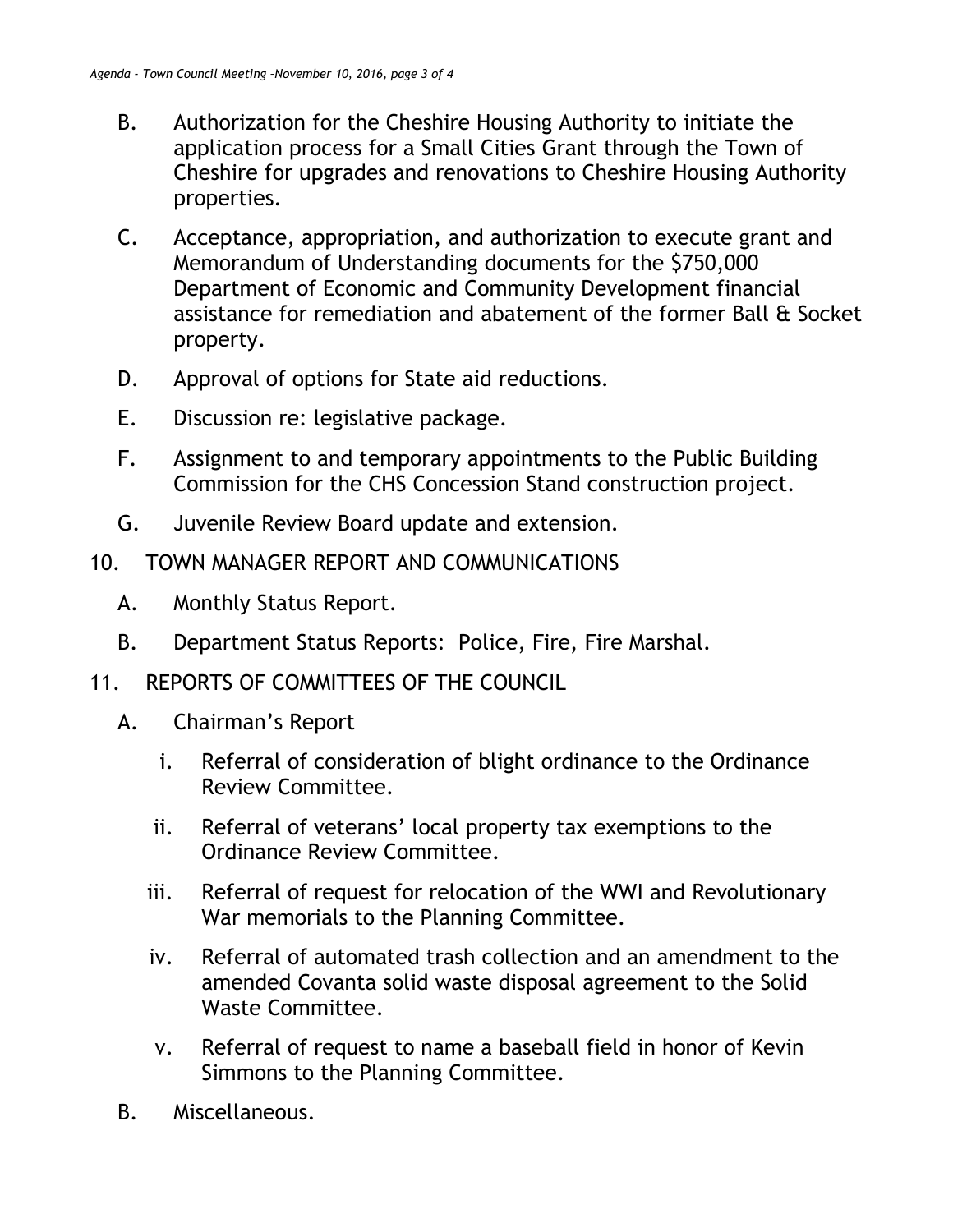B. Authorization for the Cheshire Housing Authority to initiate the application process for a Small Cities Grant through the Town of Cheshire for upgrades and renovations to Cheshire Housing Authority properties.

C. Acceptance, appropriation, and authorization to execute grant and Memorandum of Understanding documents for the $750,000 Department of Economic and Community Development financial assistance for remediation and abatement of the former Ball & Socket property.

D. Approval of options for State aid reductions.

E. Discussion re: legislative package.

F. Assignment to and temporary appointments to the Public Building Commission for the CHS Concession Stand construction project.

G. Juvenile Review Board update and extension.

10. TOWN MANAGER REPORT AND COMMUNICATIONS

   A. Monthly Status Report.

   B. Department Status Reports: Police, Fire, Fire Marshal.

11. REPORTS OF COMMITTEES OF THE COUNCIL

   A. Chairman's Report

      i. Referral of consideration of blight ordinance to the Ordinance Review Committee.

      ii. Referral of veterans' local property tax exemptions to the Ordinance Review Committee.

      iii. Referral of request for relocation of the WWI and Revolutionary War memorials to the Planning Committee.

      iv. Referral of automated trash collection and an amendment to the amended Covanta solid waste disposal agreement to the Solid Waste Committee.

      v. Referral of request to name a baseball field in honor of Kevin Simmons to the Planning Committee.

   B. Miscellaneous.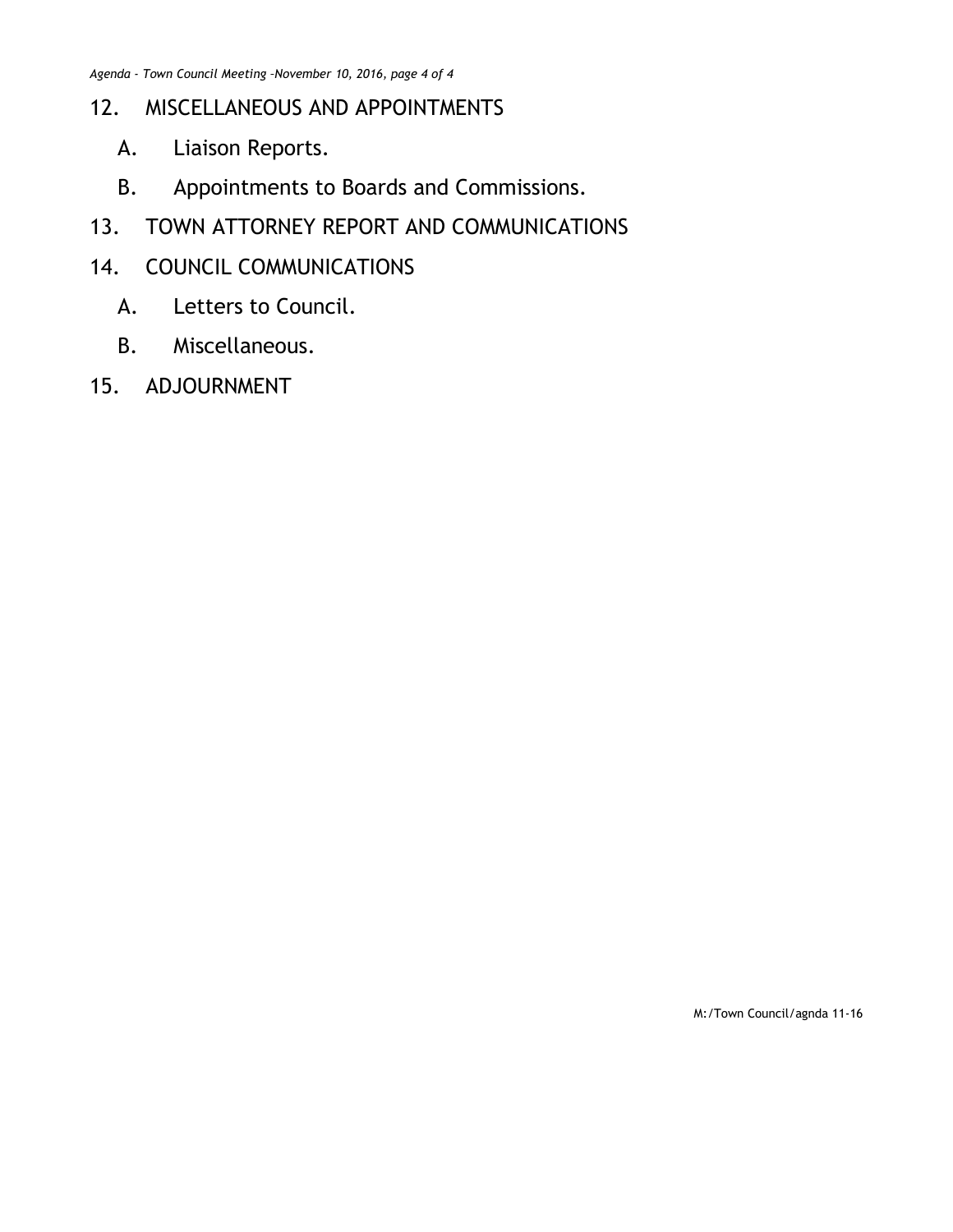12. MISCELLANEOUS AND APPOINTMENTS

    A. Liaison Reports.

    B. Appointments to Boards and Commissions.

13. TOWN ATTORNEY REPORT AND COMMUNICATIONS

14. COUNCIL COMMUNICATIONS

    A. Letters to Council.

    B. Miscellaneous.

15. ADJOURNMENT

M:/Town Council/agnda 11-16